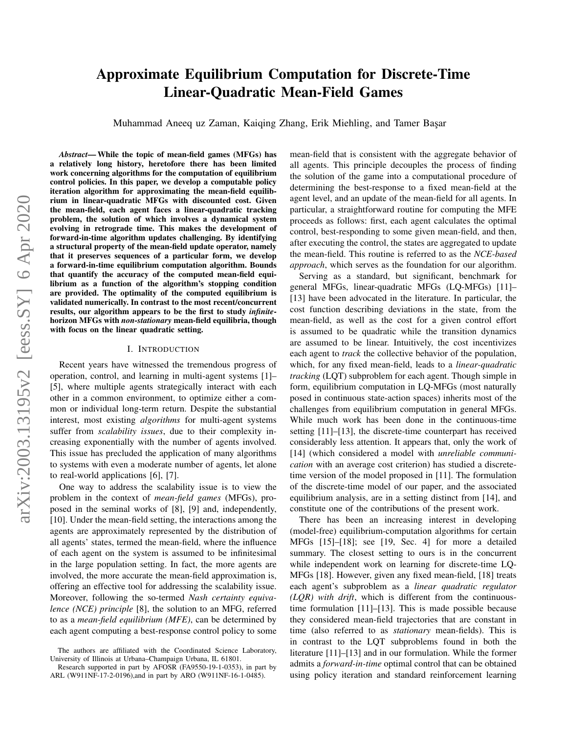# Approximate Equilibrium Computation for Discrete-Time Linear-Quadratic Mean-Field Games

Muhammad Aneeq uz Zaman, Kaiqing Zhang, Erik Miehling, and Tamer Başar

***Abstract*— While the topic of mean-field games (MFGs) has a relatively long history, heretofore there has been limited work concerning algorithms for the computation of equilibrium control policies. In this paper, we develop a computable policy iteration algorithm for approximating the mean-field equilibrium in linear-quadratic MFGs with discounted cost. Given the mean-field, each agent faces a linear-quadratic tracking problem, the solution of which involves a dynamical system evolving in retrograde time. This makes the development of forward-in-time algorithm updates challenging. By identifying a structural property of the mean-field update operator, namely that it preserves sequences of a particular form, we develop a forward-in-time equilibrium computation algorithm. Bounds that quantify the accuracy of the computed mean-field equilibrium as a function of the algorithm's stopping condition are provided. The optimality of the computed equilibrium is validated numerically. In contrast to the most recent/concurrent results, our algorithm appears to be the first to study *infinite*-horizon MFGs with *non-stationary* mean-field equilibria, though with focus on the linear quadratic setting.**

## I. Introduction

Recent years have witnessed the tremendous progress of operation, control, and learning in multi-agent systems [1]–[5], where multiple agents strategically interact with each other in a common environment, to optimize either a common or individual long-term return. Despite the substantial interest, most existing *algorithms* for multi-agent systems suffer from *scalability issues*, due to their complexity increasing exponentially with the number of agents involved. This issue has precluded the application of many algorithms to systems with even a moderate number of agents, let alone to real-world applications [6], [7].

One way to address the scalability issue is to view the problem in the context of *mean-field games* (MFGs), proposed in the seminal works of [8], [9] and, independently, [10]. Under the mean-field setting, the interactions among the agents are approximately represented by the distribution of all agents' states, termed the mean-field, where the influence of each agent on the system is assumed to be infinitesimal in the large population setting. In fact, the more agents are involved, the more accurate the mean-field approximation is, offering an effective tool for addressing the scalability issue. Moreover, following the so-termed *Nash certainty equivalence (NCE) principle* [8], the solution to an MFG, referred to as a *mean-field equilibrium (MFE)*, can be determined by each agent computing a best-response control policy to some mean-field that is consistent with the aggregate behavior of all agents. This principle decouples the process of finding the solution of the game into a computational procedure of determining the best-response to a fixed mean-field at the agent level, and an update of the mean-field for all agents. In particular, a straightforward routine for computing the MFE proceeds as follows: first, each agent calculates the optimal control, best-responding to some given mean-field, and then, after executing the control, the states are aggregated to update the mean-field. This routine is referred to as the *NCE-based approach*, which serves as the foundation for our algorithm.

Serving as a standard, but significant, benchmark for general MFGs, linear-quadratic MFGs (LQ-MFGs) [11]–[13] have been advocated in the literature. In particular, the cost function describing deviations in the state, from the mean-field, as well as the cost for a given control effort is assumed to be quadratic while the transition dynamics are assumed to be linear. Intuitively, the cost incentivizes each agent to *track* the collective behavior of the population, which, for any fixed mean-field, leads to a *linear-quadratic tracking* (LQT) subproblem for each agent. Though simple in form, equilibrium computation in LQ-MFGs (most naturally posed in continuous state-action spaces) inherits most of the challenges from equilibrium computation in general MFGs. While much work has been done in the continuous-time setting [11]–[13], the discrete-time counterpart has received considerably less attention. It appears that, only the work of [14] (which considered a model with *unreliable communication* with an average cost criterion) has studied a discrete-time version of the model proposed in [11]. The formulation of the discrete-time model of our paper, and the associated equilibrium analysis, are in a setting distinct from [14], and constitute one of the contributions of the present work.

There has been an increasing interest in developing (model-free) equilibrium-computation algorithms for certain MFGs [15]–[18]; see [19, Sec. 4] for more a detailed summary. The closest setting to ours is in the concurrent while independent work on learning for discrete-time LQ-MFGs [18]. However, given any fixed mean-field, [18] treats each agent's subproblem as a *linear quadratic regulator (LQR) with drift*, which is different from the continuous-time formulation [11]–[13]. This is made possible because they considered mean-field trajectories that are constant in time (also referred to as *stationary* mean-fields). This is in contrast to the LQT subproblems found in both the literature [11]–[13] and in our formulation. While the former admits a *forward-in-time* optimal control that can be obtained using policy iteration and standard reinforcement learning

The authors are affiliated with the Coordinated Science Laboratory, University of Illinois at Urbana–Champaign Urbana, IL 61801.

Research supported in part by AFOSR (FA9550-19-1-0353), in part by ARL (W911NF-17-2-0196),and in part by ARO (W911NF-16-1-0485).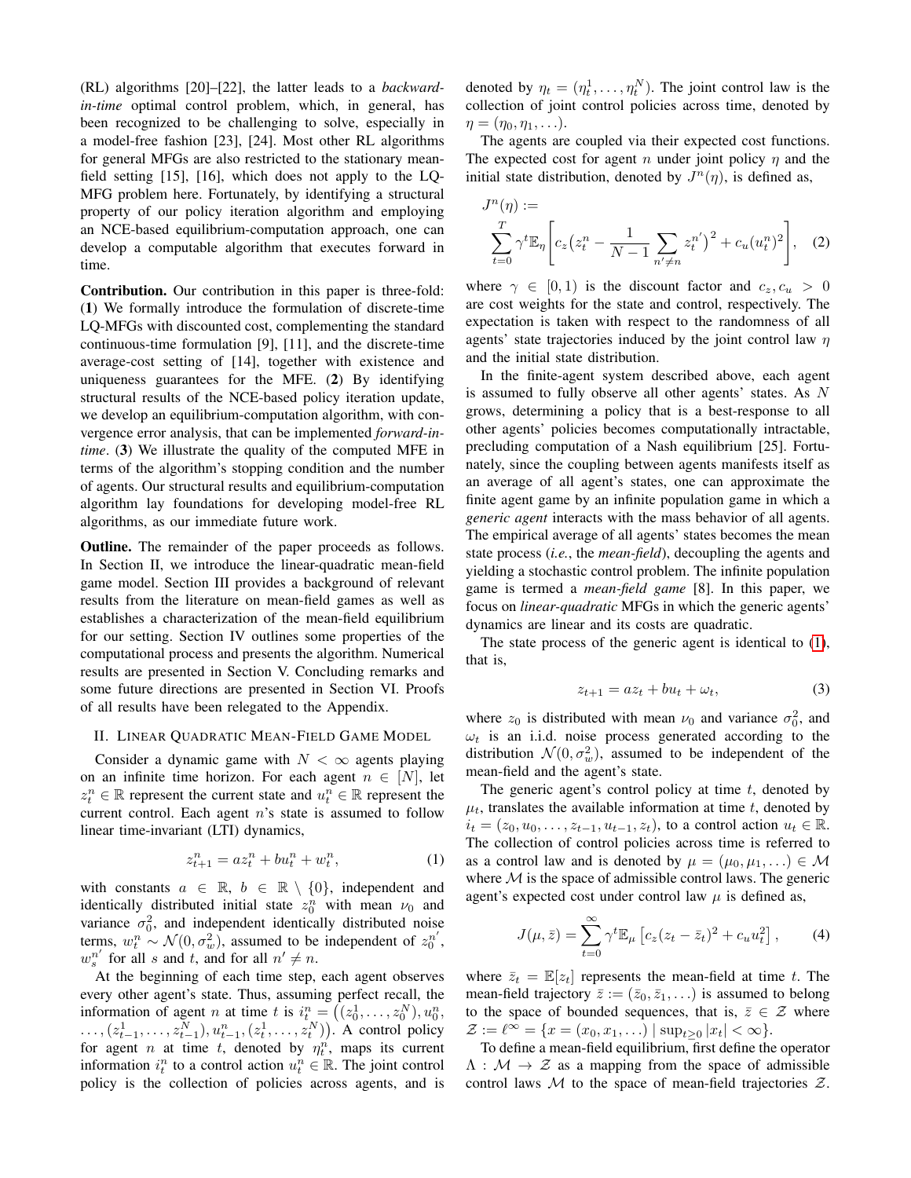(RL) algorithms [20]–[22], the latter leads to a *backward-in-time* optimal control problem, which, in general, has been recognized to be challenging to solve, especially in a model-free fashion [23], [24]. Most other RL algorithms for general MFGs are also restricted to the stationary mean-field setting [15], [16], which does not apply to the LQ-MFG problem here. Fortunately, by identifying a structural property of our policy iteration algorithm and employing an NCE-based equilibrium-computation approach, one can develop a computable algorithm that executes forward in time.

**Contribution.** Our contribution in this paper is three-fold: (**1**) We formally introduce the formulation of discrete-time LQ-MFGs with discounted cost, complementing the standard continuous-time formulation [9], [11], and the discrete-time average-cost setting of [14], together with existence and uniqueness guarantees for the MFE. (**2**) By identifying structural results of the NCE-based policy iteration update, we develop an equilibrium-computation algorithm, with convergence error analysis, that can be implemented *forward-in-time*. (**3**) We illustrate the quality of the computed MFE in terms of the algorithm's stopping condition and the number of agents. Our structural results and equilibrium-computation algorithm lay foundations for developing model-free RL algorithms, as our immediate future work.

**Outline.** The remainder of the paper proceeds as follows. In Section II, we introduce the linear-quadratic mean-field game model. Section III provides a background of relevant results from the literature on mean-field games as well as establishes a characterization of the mean-field equilibrium for our setting. Section IV outlines some properties of the computational process and presents the algorithm. Numerical results are presented in Section V. Concluding remarks and some future directions are presented in Section VI. Proofs of all results have been relegated to the Appendix.

## II. Linear Quadratic Mean-Field Game Model

Consider a dynamic game with $N < \infty$ agents playing on an infinite time horizon. For each agent $n \in [N]$, let $z_t^n \in \mathbb{R}$ represent the current state and $u_t^n \in \mathbb{R}$ represent the current control. Each agent $n$'s state is assumed to follow linear time-invariant (LTI) dynamics,

$$z_{t+1}^n = az_t^n + bu_t^n + w_t^n, \tag{1}$$

with constants $a \in \mathbb{R}$, $b \in \mathbb{R} \setminus \{0\}$, independent and identically distributed initial state $z_0^n$ with mean $\nu_0$ and variance $\sigma_0^2$, and independent identically distributed noise terms, $w_t^n \sim \mathcal{N}(0, \sigma_w^2)$, assumed to be independent of $z_0^{n'}$, $w_s^{n'}$ for all $s$ and $t$, and for all $n' \neq n$.

At the beginning of each time step, each agent observes every other agent's state. Thus, assuming perfect recall, the information of agent $n$ at time $t$ is $i_t^n = \big((z_0^1, \ldots, z_0^N), u_0^n, \ldots, (z_{t-1}^1, \ldots, z_{t-1}^N), u_{t-1}^n, (z_t^1, \ldots, z_t^N)\big)$. A control policy for agent $n$ at time $t$, denoted by $\eta_t^n$, maps its current information $i_t^n$ to a control action $u_t^n \in \mathbb{R}$. The joint control policy is the collection of policies across agents, and is denoted by $\eta_t = (\eta_t^1, \ldots, \eta_t^N)$. The joint control law is the collection of joint control policies across time, denoted by $\eta = (\eta_0, \eta_1, \ldots)$.

The agents are coupled via their expected cost functions. The expected cost for agent $n$ under joint policy $\eta$ and the initial state distribution, denoted by $J^n(\eta)$, is defined as,

$$J^n(\eta) := \sum_{t=0}^{T} \gamma^t \mathbb{E}_\eta \bigg[ c_z \Big( z_t^n - \frac{1}{N-1} \sum_{n' \neq n} z_t^{n'} \Big)^2 + c_u (u_t^n)^2 \bigg], \tag{2}$$

where $\gamma \in [0, 1)$ is the discount factor and $c_z, c_u > 0$ are cost weights for the state and control, respectively. The expectation is taken with respect to the randomness of all agents' state trajectories induced by the joint control law $\eta$ and the initial state distribution.

In the finite-agent system described above, each agent is assumed to fully observe all other agents' states. As $N$ grows, determining a policy that is a best-response to all other agents' policies becomes computationally intractable, precluding computation of a Nash equilibrium [25]. Fortunately, since the coupling between agents manifests itself as an average of all agent's states, one can approximate the finite agent game by an infinite population game in which a *generic agent* interacts with the mass behavior of all agents. The empirical average of all agents' states becomes the mean state process (*i.e.*, the *mean-field*), decoupling the agents and yielding a stochastic control problem. The infinite population game is termed a *mean-field game* [8]. In this paper, we focus on *linear-quadratic* MFGs in which the generic agents' dynamics are linear and its costs are quadratic.

The state process of the generic agent is identical to (1), that is,

$$z_{t+1} = az_t + bu_t + \omega_t, \tag{3}$$

where $z_0$ is distributed with mean $\nu_0$ and variance $\sigma_0^2$, and $\omega_t$ is an i.i.d. noise process generated according to the distribution $\mathcal{N}(0, \sigma_w^2)$, assumed to be independent of the mean-field and the agent's state.

The generic agent's control policy at time $t$, denoted by $\mu_t$, translates the available information at time $t$, denoted by $i_t = (z_0, u_0, \ldots, z_{t-1}, u_{t-1}, z_t)$, to a control action $u_t \in \mathbb{R}$. The collection of control policies across time is referred to as a control law and is denoted by $\mu = (\mu_0, \mu_1, \ldots) \in \mathcal{M}$ where $\mathcal{M}$ is the space of admissible control laws. The generic agent's expected cost under control law $\mu$ is defined as,

$$J(\mu, \bar{z}) = \sum_{t=0}^{\infty} \gamma^t \mathbb{E}_\mu \left[ c_z (z_t - \bar{z}_t)^2 + c_u u_t^2 \right], \tag{4}$$

where $\bar{z}_t = \mathbb{E}[z_t]$ represents the mean-field at time $t$. The mean-field trajectory $\bar{z} := (\bar{z}_0, \bar{z}_1, \ldots)$ is assumed to belong to the space of bounded sequences, that is, $\bar{z} \in \mathcal{Z}$ where $\mathcal{Z} := \ell^\infty = \{x = (x_0, x_1, \ldots) \mid \sup_{t \geq 0} |x_t| < \infty\}$.

To define a mean-field equilibrium, first define the operator $\Lambda : \mathcal{M} \to \mathcal{Z}$ as a mapping from the space of admissible control laws $\mathcal{M}$ to the space of mean-field trajectories $\mathcal{Z}$.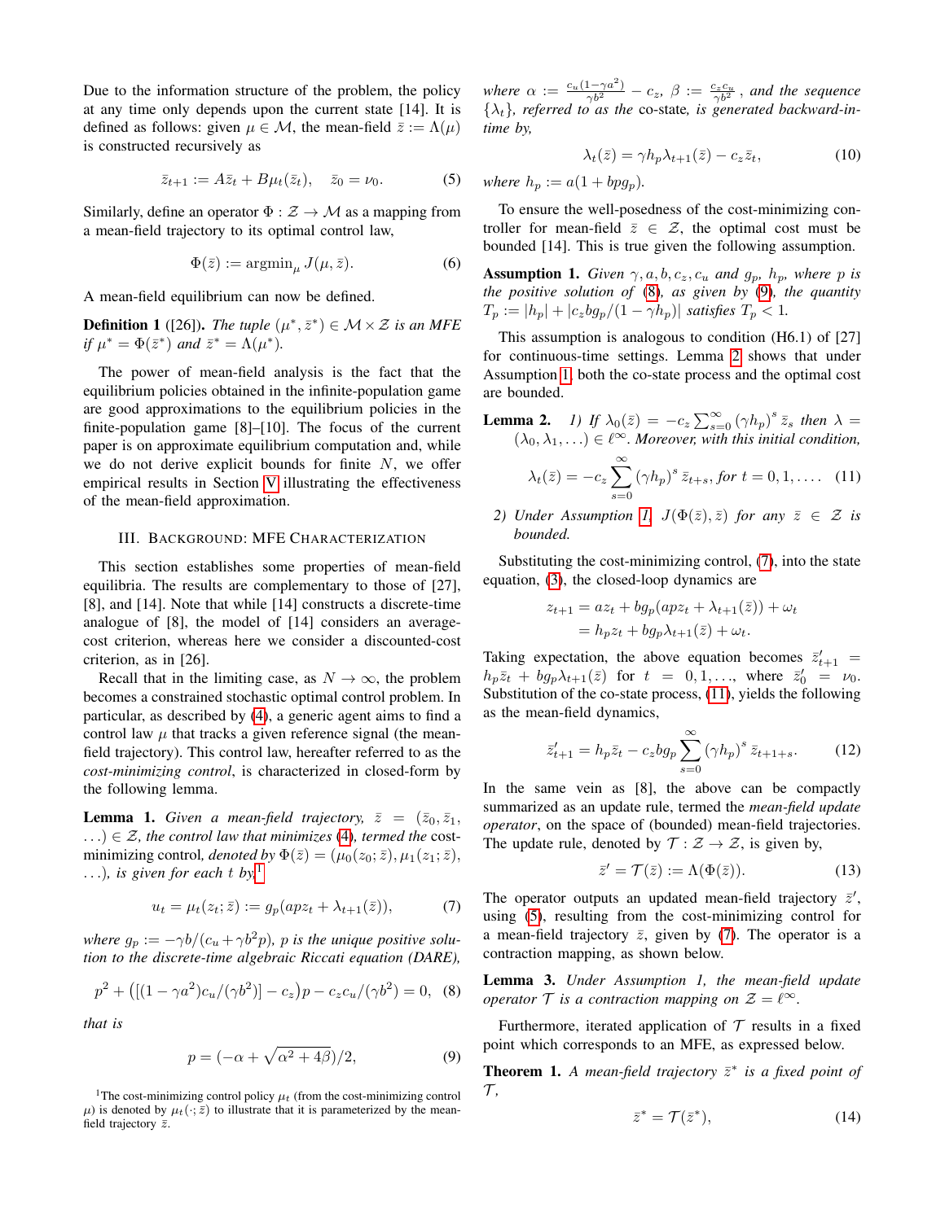Due to the information structure of the problem, the policy at any time only depends upon the current state [14]. It is defined as follows: given $\mu \in \mathcal{M}$, the mean-field $\bar{z} := \Lambda(\mu)$ is constructed recursively as

$$\bar{z}_{t+1} := A\bar{z}_t + B\mu_t(\bar{z}_t), \quad \bar{z}_0 = \nu_0. \tag{5}$$

Similarly, define an operator $\Phi : \mathcal{Z} \to \mathcal{M}$ as a mapping from a mean-field trajectory to its optimal control law,

$$\Phi(\bar{z}) := \operatorname{argmin}_{\mu} J(\mu, \bar{z}). \tag{6}$$

A mean-field equilibrium can now be defined.

**Definition 1** ([26]). *The tuple $(\mu^*, \bar{z}^*) \in \mathcal{M} \times \mathcal{Z}$ is an MFE if $\mu^* = \Phi(\bar{z}^*)$ and $\bar{z}^* = \Lambda(\mu^*)$.*

The power of mean-field analysis is the fact that the equilibrium policies obtained in the infinite-population game are good approximations to the equilibrium policies in the finite-population game [8]–[10]. The focus of the current paper is on approximate equilibrium computation and, while we do not derive explicit bounds for finite $N$, we offer empirical results in Section V illustrating the effectiveness of the mean-field approximation.

## III. Background: MFE Characterization

This section establishes some properties of mean-field equilibria. The results are complementary to those of [27], [8], and [14]. Note that while [14] constructs a discrete-time analogue of [8], the model of [14] considers an average-cost criterion, whereas here we consider a discounted-cost criterion, as in [26].

Recall that in the limiting case, as $N \to \infty$, the problem becomes a constrained stochastic optimal control problem. In particular, as described by (4), a generic agent aims to find a control law $\mu$ that tracks a given reference signal (the mean-field trajectory). This control law, hereafter referred to as the *cost-minimizing control*, is characterized in closed-form by the following lemma.

**Lemma 1.** *Given a mean-field trajectory, $\bar{z} = (\bar{z}_0, \bar{z}_1, \ldots) \in \mathcal{Z}$, the control law that minimizes (4), termed the cost-minimizing control, denoted by $\Phi(\bar{z}) = (\mu_0(z_0; \bar{z}), \mu_1(z_1; \bar{z}), \ldots)$, is given for each $t$ by,*[1]

$$u_t = \mu_t(z_t; \bar{z}) := g_p(apz_t + \lambda_{t+1}(\bar{z})), \tag{7}$$

*where $g_p := -\gamma b/(c_u + \gamma b^2 p)$, $p$ is the unique positive solution to the discrete-time algebraic Riccati equation (DARE),*

$$p^2 + \big([(1-\gamma a^2)c_u/(\gamma b^2)] - c_z\big)p - c_z c_u/(\gamma b^2) = 0, \tag{8}$$

*that is*

$$p = (-\alpha + \sqrt{\alpha^2 + 4\beta})/2, \tag{9}$$

*where $\alpha := \frac{c_u(1-\gamma a^2)}{\gamma b^2} - c_z$, $\beta := \frac{c_z c_u}{\gamma b^2}$, and the sequence $\{\lambda_t\}$, referred to as the co-state, is generated backward-in-time by,*

$$\lambda_t(\bar{z}) = \gamma h_p \lambda_{t+1}(\bar{z}) - c_z \bar{z}_t, \tag{10}$$

*where $h_p := a(1 + bpg_p)$.*

To ensure the well-posedness of the cost-minimizing controller for mean-field $\bar{z} \in \mathcal{Z}$, the optimal cost must be bounded [14]. This is true given the following assumption.

**Assumption 1.** *Given $\gamma, a, b, c_z, c_u$ and $g_p$, $h_p$, where $p$ is the positive solution of (8), as given by (9), the quantity $T_p := |h_p| + |c_z b g_p/(1-\gamma h_p)|$ satisfies $T_p < 1$.*

This assumption is analogous to condition (H6.1) of [27] for continuous-time settings. Lemma 2 shows that under Assumption 1, both the co-state process and the optimal cost are bounded.

**Lemma 2.** *1) If $\lambda_0(\bar{z}) = -c_z \sum_{s=0}^{\infty} (\gamma h_p)^s \bar{z}_s$ then $\lambda = (\lambda_0, \lambda_1, \ldots) \in \ell^\infty$. Moreover, with this initial condition,*

$$\lambda_t(\bar{z}) = -c_z \sum_{s=0}^{\infty} (\gamma h_p)^s \bar{z}_{t+s}, \text{ for } t = 0, 1, \ldots. \tag{11}$$

*2) Under Assumption 1, $J(\Phi(\bar{z}), \bar{z})$ for any $\bar{z} \in \mathcal{Z}$ is bounded.*

Substituting the cost-minimizing control, (7), into the state equation, (3), the closed-loop dynamics are

$$\begin{aligned} z_{t+1} &= az_t + bg_p(apz_t + \lambda_{t+1}(\bar{z})) + \omega_t \\ &= h_p z_t + bg_p \lambda_{t+1}(\bar{z}) + \omega_t. \end{aligned}$$

Taking expectation, the above equation becomes $\bar{z}'_{t+1} = h_p \bar{z}_t + bg_p \lambda_{t+1}(\bar{z})$ for $t = 0, 1, \ldots$, where $\bar{z}'_0 = \nu_0$. Substitution of the co-state process, (11), yields the following as the mean-field dynamics,

$$\bar{z}'_{t+1} = h_p \bar{z}_t - c_z b g_p \sum_{s=0}^{\infty} (\gamma h_p)^s \bar{z}_{t+1+s}. \tag{12}$$

In the same vein as [8], the above can be compactly summarized as an update rule, termed the *mean-field update operator*, on the space of (bounded) mean-field trajectories. The update rule, denoted by $\mathcal{T} : \mathcal{Z} \to \mathcal{Z}$, is given by,

$$\bar{z}' = \mathcal{T}(\bar{z}) := \Lambda(\Phi(\bar{z})). \tag{13}$$

The operator outputs an updated mean-field trajectory $\bar{z}'$, using (5), resulting from the cost-minimizing control for a mean-field trajectory $\bar{z}$, given by (7). The operator is a contraction mapping, as shown below.

**Lemma 3.** *Under Assumption 1, the mean-field update operator $\mathcal{T}$ is a contraction mapping on $\mathcal{Z} = \ell^\infty$.*

Furthermore, iterated application of $\mathcal{T}$ results in a fixed point which corresponds to an MFE, as expressed below.

**Theorem 1.** *A mean-field trajectory $\bar{z}^*$ is a fixed point of $\mathcal{T}$,*

$$\bar{z}^* = \mathcal{T}(\bar{z}^*), \tag{14}$$

[1] The cost-minimizing control policy $\mu_t$ (from the cost-minimizing control $\mu$) is denoted by $\mu_t(\cdot; \bar{z})$ to illustrate that it is parameterized by the mean-field trajectory $\bar{z}$.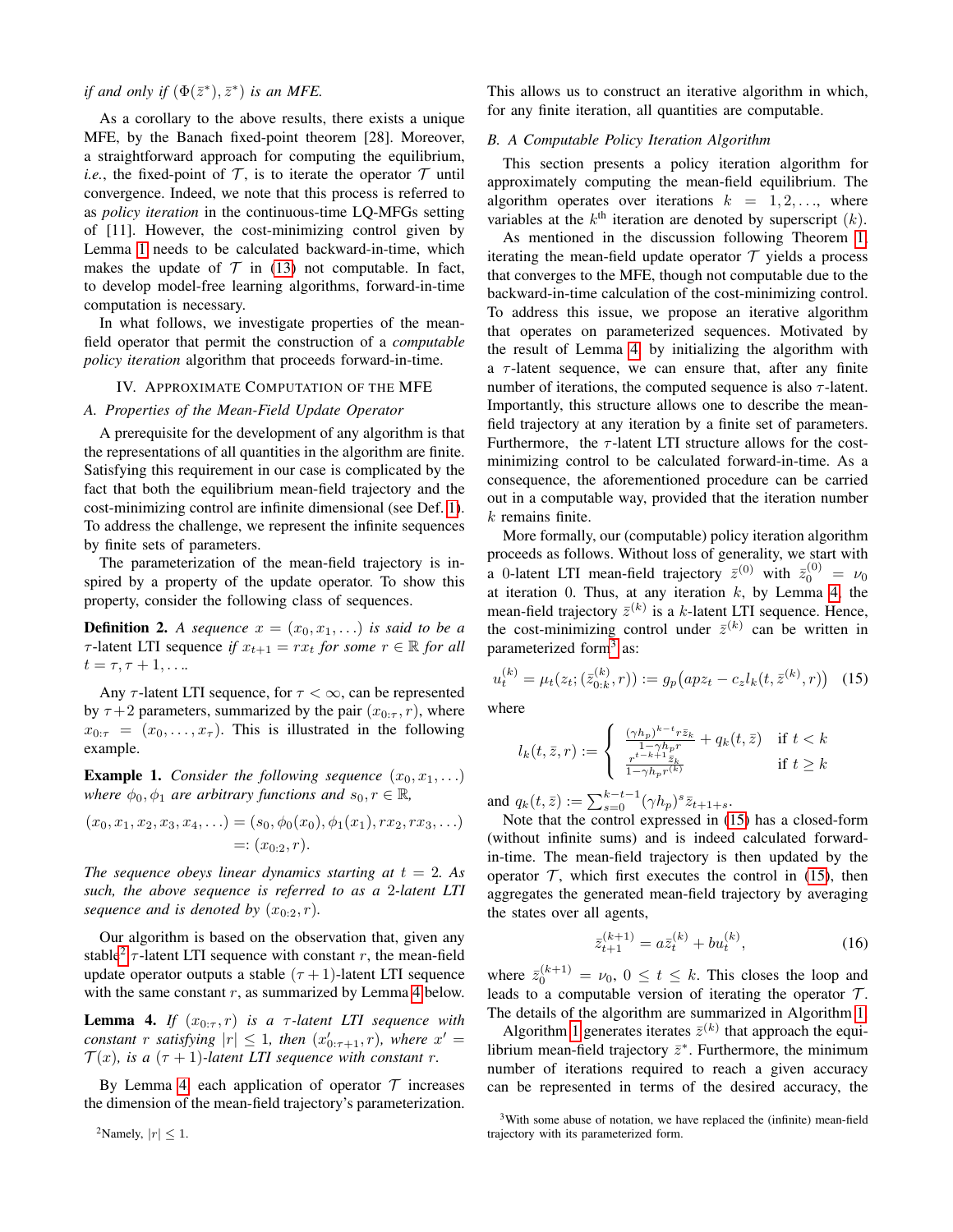*if and only if* $(\Phi(\bar{z}^*), \bar{z}^*)$ *is an MFE.*

As a corollary to the above results, there exists a unique MFE, by the Banach fixed-point theorem [28]. Moreover, a straightforward approach for computing the equilibrium, *i.e.*, the fixed-point of $\mathcal{T}$, is to iterate the operator $\mathcal{T}$ until convergence. Indeed, we note that this process is referred to as *policy iteration* in the continuous-time LQ-MFGs setting of [11]. However, the cost-minimizing control given by Lemma 1 needs to be calculated backward-in-time, which makes the update of $\mathcal{T}$ in (13) not computable. In fact, to develop model-free learning algorithms, forward-in-time computation is necessary.

In what follows, we investigate properties of the mean-field operator that permit the construction of a *computable policy iteration* algorithm that proceeds forward-in-time.

## IV. Approximate Computation of the MFE

### A. Properties of the Mean-Field Update Operator

A prerequisite for the development of any algorithm is that the representations of all quantities in the algorithm are finite. Satisfying this requirement in our case is complicated by the fact that both the equilibrium mean-field trajectory and the cost-minimizing control are infinite dimensional (see Def. 1). To address the challenge, we represent the infinite sequences by finite sets of parameters.

The parameterization of the mean-field trajectory is inspired by a property of the update operator. To show this property, consider the following class of sequences.

**Definition 2.** *A sequence* $x = (x_0, x_1, \ldots)$ *is said to be a* $\tau$*-latent LTI* sequence *if* $x_{t+1} = rx_t$ *for some* $r \in \mathbb{R}$ *for all* $t = \tau, \tau+1, \ldots$.

Any $\tau$-latent LTI sequence, for $\tau < \infty$, can be represented by $\tau+2$ parameters, summarized by the pair $(x_{0:\tau}, r)$, where $x_{0:\tau} = (x_0, \ldots, x_\tau)$. This is illustrated in the following example.

**Example 1.** *Consider the following sequence* $(x_0, x_1, \ldots)$ *where* $\phi_0, \phi_1$ *are arbitrary functions and* $s_0, r \in \mathbb{R}$,

$$
\begin{aligned}
(x_0, x_1, x_2, x_3, x_4, \ldots) &= (s_0, \phi_0(x_0), \phi_1(x_1), rx_2, rx_3, \ldots) \\
&=: (x_{0:2}, r).
\end{aligned}
$$

*The sequence obeys linear dynamics starting at* $t = 2$. *As such, the above sequence is referred to as a* 2*-latent LTI sequence and is denoted by* $(x_{0:2}, r)$.

Our algorithm is based on the observation that, given any stable[2] $\tau$-latent LTI sequence with constant $r$, the mean-field update operator outputs a stable $(\tau+1)$-latent LTI sequence with the same constant $r$, as summarized by Lemma 4 below.

**Lemma 4.** *If* $(x_{0:\tau}, r)$ *is a* $\tau$*-latent LTI sequence with constant* $r$ *satisfying* $|r| \le 1$, *then* $(x'_{0:\tau+1}, r)$, *where* $x' = \mathcal{T}(x)$, *is a* $(\tau+1)$*-latent LTI sequence with constant* $r$.

By Lemma 4, each application of operator $\mathcal{T}$ increases the dimension of the mean-field trajectory's parameterization. This allows us to construct an iterative algorithm in which, for any finite iteration, all quantities are computable.

### B. A Computable Policy Iteration Algorithm

This section presents a policy iteration algorithm for approximately computing the mean-field equilibrium. The algorithm operates over iterations $k = 1, 2, \ldots$, where variables at the $k^{\text{th}}$ iteration are denoted by superscript $(k)$.

As mentioned in the discussion following Theorem 1, iterating the mean-field update operator $\mathcal{T}$ yields a process that converges to the MFE, though not computable due to the backward-in-time calculation of the cost-minimizing control. To address this issue, we propose an iterative algorithm that operates on parameterized sequences. Motivated by the result of Lemma 4, by initializing the algorithm with a $\tau$-latent sequence, we can ensure that, after any finite number of iterations, the computed sequence is also $\tau$-latent. Importantly, this structure allows one to describe the mean-field trajectory at any iteration by a finite set of parameters. Furthermore, the $\tau$-latent LTI structure allows for the cost-minimizing control to be calculated forward-in-time. As a consequence, the aforementioned procedure can be carried out in a computable way, provided that the iteration number $k$ remains finite.

More formally, our (computable) policy iteration algorithm proceeds as follows. Without loss of generality, we start with a 0-latent LTI mean-field trajectory $\bar{z}^{(0)}$ with $\bar{z}^{(0)}_0 = \nu_0$ at iteration 0. Thus, at any iteration $k$, by Lemma 4, the mean-field trajectory $\bar{z}^{(k)}$ is a $k$-latent LTI sequence. Hence, the cost-minimizing control under $\bar{z}^{(k)}$ can be written in parameterized form[3] as:

$$
u^{(k)}_t = \mu_t(z_t; (\bar{z}^{(k)}_{0:k}, r)) := g_p\big(apz_t - c_z l_k(t, \bar{z}^{(k)}, r)\big) \quad (15)
$$

where

$$
l_k(t, \bar{z}, r) := \begin{cases} \frac{(\gamma h_p)^{k-t} r \bar{z}_k}{1-\gamma h_p r} + q_k(t, \bar{z}) & \text{if } t < k \\ \frac{r^{t-k+1} \bar{z}_k}{1-\gamma h_p r^{(k)}} & \text{if } t \ge k \end{cases}
$$

and $q_k(t, \bar{z}) := \sum_{s=0}^{k-t-1} (\gamma h_p)^s \bar{z}_{t+1+s}$.

Note that the control expressed in (15) has a closed-form (without infinite sums) and is indeed calculated forward-in-time. The mean-field trajectory is then updated by the operator $\mathcal{T}$, which first executes the control in (15), then aggregates the generated mean-field trajectory by averaging the states over all agents,

$$
\bar{z}^{(k+1)}_{t+1} = a\bar{z}^{(k)}_t + bu^{(k)}_t, \quad (16)
$$

where $\bar{z}^{(k+1)}_0 = \nu_0$, $0 \le t \le k$. This closes the loop and leads to a computable version of iterating the operator $\mathcal{T}$. The details of the algorithm are summarized in Algorithm 1.

Algorithm 1 generates iterates $\bar{z}^{(k)}$ that approach the equilibrium mean-field trajectory $\bar{z}^*$. Furthermore, the minimum number of iterations required to reach a given accuracy can be represented in terms of the desired accuracy, the

[2] Namely, $|r| \le 1$.

[3] With some abuse of notation, we have replaced the (infinite) mean-field trajectory with its parameterized form.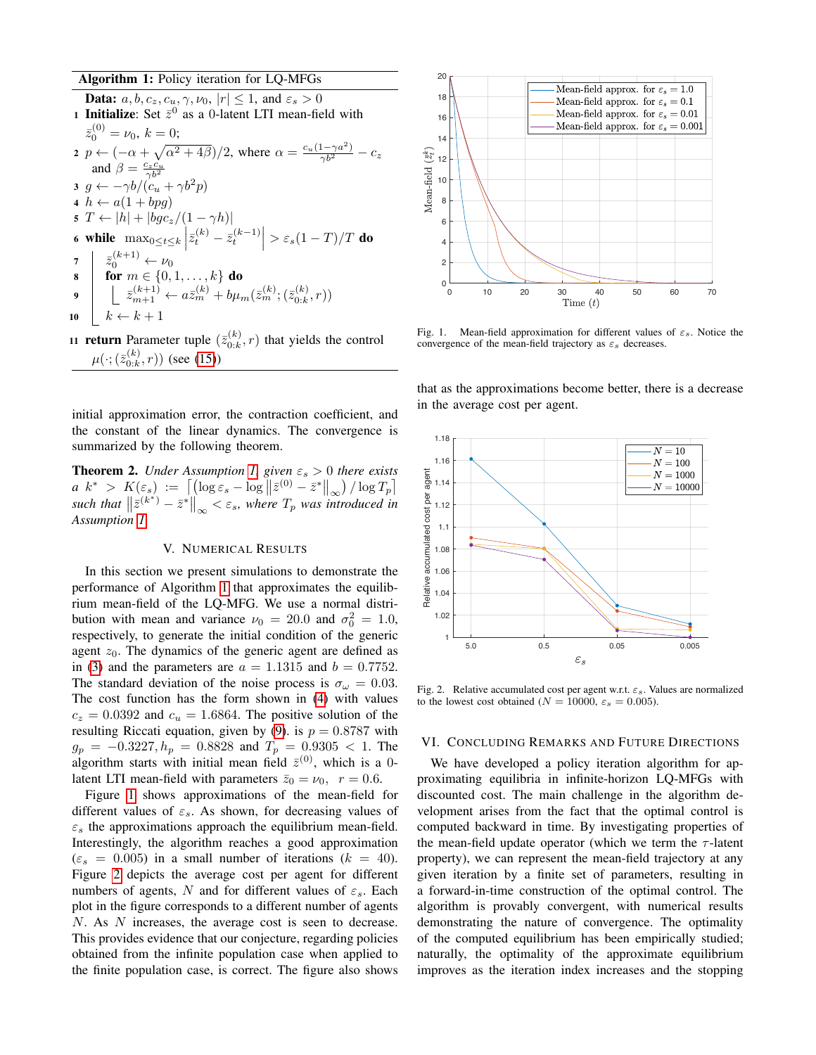**Algorithm 1:** Policy iteration for LQ-MFGs

**Data:** $a, b, c_z, c_u, \gamma, \nu_0$, $|r| \leq 1$, and $\varepsilon_s > 0$

1. **Initialize**: Set $\bar{z}^0$ as a 0-latent LTI mean-field with $\bar{z}_0^{(0)} = \nu_0$, $k = 0$;
2. $p \leftarrow (-\alpha + \sqrt{\alpha^2 + 4\beta})/2$, where $\alpha = \frac{c_u(1-\gamma a^2)}{\gamma b^2} - c_z$ and $\beta = \frac{c_z c_u}{\gamma b^2}$
3. $g \leftarrow -\gamma b/(c_u + \gamma b^2 p)$
4. $h \leftarrow a(1 + bpg)$
5. $T \leftarrow |h| + |bgc_z/(1 - \gamma h)|$
6. **while** $\max_{0 \leq t \leq k} \left| \bar{z}_t^{(k)} - \bar{z}_t^{(k-1)} \right| > \varepsilon_s (1 - T)/T$ **do**
7. $\quad \bar{z}_0^{(k+1)} \leftarrow \nu_0$
8. $\quad$ **for** $m \in \{0, 1, \ldots, k\}$ **do**
9. $\quad\quad \bar{z}_{m+1}^{(k+1)} \leftarrow a\bar{z}_m^{(k)} + b\mu_m(\bar{z}_m^{(k)}; (\bar{z}_{0:k}^{(k)}, r))$
10. $\quad k \leftarrow k + 1$
11. **return** Parameter tuple $(\bar{z}_{0:k}^{(k)}, r)$ that yields the control $\mu(\cdot; (\bar{z}_{0:k}^{(k)}, r))$ (see (15))

initial approximation error, the contraction coefficient, and the constant of the linear dynamics. The convergence is summarized by the following theorem.

**Theorem 2.** *Under Assumption 1, given $\varepsilon_s > 0$ there exists a $k^* > K(\varepsilon_s) := \left\lceil \left(\log \varepsilon_s - \log \left\| \bar{z}^{(0)} - \bar{z}^* \right\|_\infty\right) / \log T_p \right\rceil$ such that $\left\| \bar{z}^{(k^*)} - \bar{z}^* \right\|_\infty < \varepsilon_s$, where $T_p$ was introduced in Assumption 1.*

## V. Numerical Results

In this section we present simulations to demonstrate the performance of Algorithm 1 that approximates the equilibrium mean-field of the LQ-MFG. We use a normal distribution with mean and variance $\nu_0 = 20.0$ and $\sigma_0^2 = 1.0$, respectively, to generate the initial condition of the generic agent $z_0$. The dynamics of the generic agent are defined as in (3) and the parameters are $a = 1.1315$ and $b = 0.7752$. The standard deviation of the noise process is $\sigma_\omega = 0.03$. The cost function has the form shown in (4) with values $c_z = 0.0392$ and $c_u = 1.6864$. The positive solution of the resulting Riccati equation, given by (9). is $p = 0.8787$ with $g_p = -0.3227, h_p = 0.8828$ and $T_p = 0.9305 < 1$. The algorithm starts with initial mean field $\bar{z}^{(0)}$, which is a 0-latent LTI mean-field with parameters $\bar{z}_0 = \nu_0$, $r = 0.6$.

Figure 1 shows approximations of the mean-field for different values of $\varepsilon_s$. As shown, for decreasing values of $\varepsilon_s$ the approximations approach the equilibrium mean-field. Interestingly, the algorithm reaches a good approximation ($\varepsilon_s = 0.005$) in a small number of iterations ($k = 40$). Figure 2 depicts the average cost per agent for different numbers of agents, $N$ and for different values of $\varepsilon_s$. Each plot in the figure corresponds to a different number of agents $N$. As $N$ increases, the average cost is seen to decrease. This provides evidence that our conjecture, regarding policies obtained from the infinite population case when applied to the finite population case, is correct. The figure also shows that as the approximations become better, there is a decrease in the average cost per agent.

Fig. 1. Mean-field approximation for different values of $\varepsilon_s$. Notice the convergence of the mean-field trajectory as $\varepsilon_s$ decreases.

Fig. 2. Relative accumulated cost per agent w.r.t. $\varepsilon_s$. Values are normalized to the lowest cost obtained ($N = 10000$, $\varepsilon_s = 0.005$).

## VI. Concluding Remarks and Future Directions

We have developed a policy iteration algorithm for approximating equilibria in infinite-horizon LQ-MFGs with discounted cost. The main challenge in the algorithm development arises from the fact that the optimal control is computed backward in time. By investigating properties of the mean-field update operator (which we term the $\tau$-latent property), we can represent the mean-field trajectory at any given iteration by a finite set of parameters, resulting in a forward-in-time construction of the optimal control. The algorithm is provably convergent, with numerical results demonstrating the nature of convergence. The optimality of the computed equilibrium has been empirically studied; naturally, the optimality of the approximate equilibrium improves as the iteration index increases and the stopping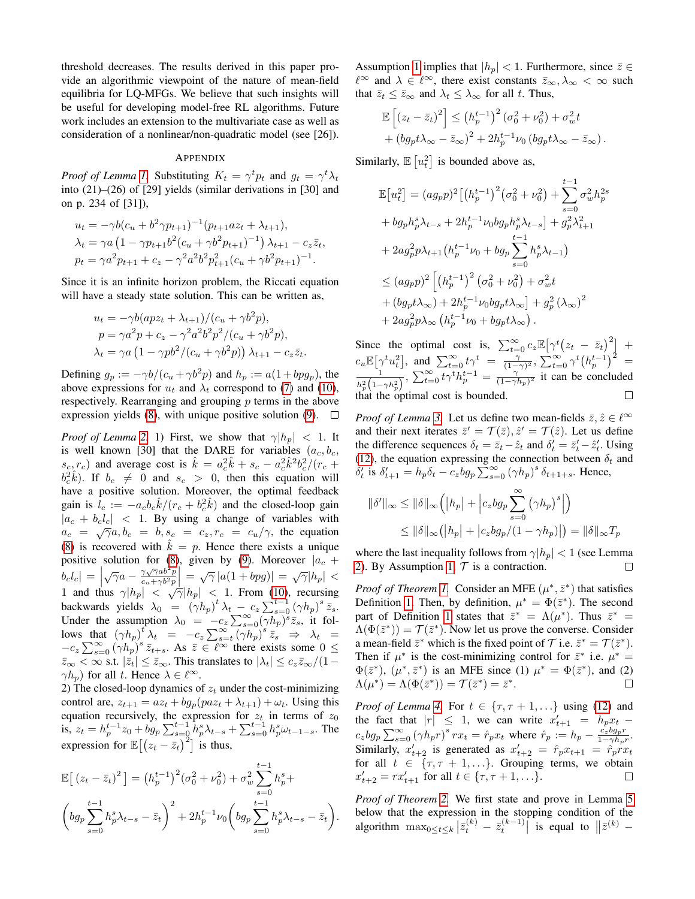threshold decreases. The results derived in this paper provide an algorithmic viewpoint of the nature of mean-field equilibria for LQ-MFGs. We believe that such insights will be useful for developing model-free RL algorithms. Future work includes an extension to the multivariate case as well as consideration of a nonlinear/non-quadratic model (see [26]).

## Appendix

*Proof of Lemma 1.* Substituting $K_t = \gamma^t p_t$ and $g_t = \gamma^t \lambda_t$ into (21)–(26) of [29] yields (similar derivations in [30] and on p. 234 of [31]),

$$u_t = -\gamma b(c_u + b^2\gamma p_{t+1})^{-1}(p_{t+1}az_t + \lambda_{t+1}),$$
$$\lambda_t = \gamma a\left(1 - \gamma p_{t+1}b^2(c_u + \gamma b^2 p_{t+1})^{-1}\right)\lambda_{t+1} - c_z\bar{z}_t,$$
$$p_t = \gamma a^2 p_{t+1} + c_z - \gamma^2 a^2 b^2 p_{t+1}^2 (c_u + \gamma b^2 p_{t+1})^{-1}.$$

Since it is an infinite horizon problem, the Riccati equation will have a steady state solution. This can be written as,

$$u_t = -\gamma b(apz_t + \lambda_{t+1})/(c_u + \gamma b^2 p),$$
$$p = \gamma a^2 p + c_z - \gamma^2 a^2 b^2 p^2/(c_u + \gamma b^2 p),$$
$$\lambda_t = \gamma a\left(1 - \gamma p b^2/(c_u + \gamma b^2 p)\right)\lambda_{t+1} - c_z\bar{z}_t.$$

Defining $g_p := -\gamma b/(c_u + \gamma b^2 p)$ and $h_p := a(1 + bpg_p)$, the above expressions for $u_t$ and $\lambda_t$ correspond to (7) and (10), respectively. Rearranging and grouping $p$ terms in the above expression yields (8), with unique positive solution (9). $\square$

*Proof of Lemma 2.* 1) First, we show that $\gamma|h_p| < 1$. It is well known [30] that the DARE for variables $(a_c, b_c, s_c, r_c)$ and average cost is $\hat{k} = a_c^2\hat{k} + s_c - a_c^2\hat{k}^2 b_c^2/(r_c + b_c^2\hat{k})$. If $b_c \neq 0$ and $s_c > 0$, then this equation will have a positive solution. Moreover, the optimal feedback gain is $l_c := -a_c b_c\hat{k}/(r_c + b_c^2\hat{k})$ and the closed-loop gain $|a_c + b_c l_c| < 1$. By using a change of variables with $a_c = \sqrt{\gamma}a, b_c = b, s_c = c_z, r_c = c_u/\gamma$, the equation (8) is recovered with $\hat{k} = p$. Hence there exists a unique positive solution for (8), given by (9). Moreover $|a_c + b_c l_c| = \left|\sqrt{\gamma}a - \frac{\gamma\sqrt{\gamma}ab^2 p}{c_u + \gamma b^2 p}\right| = \sqrt{\gamma}\,|a(1 + bpg)| = \sqrt{\gamma}|h_p| < 1$ and thus $\gamma|h_p| < \sqrt{\gamma}|h_p| < 1$. From (10), recursing backwards yields $\lambda_0 = (\gamma h_p)^t\lambda_t - c_z\sum_{s=0}^{t-1}(\gamma h_p)^s\bar{z}_s$. Under the assumption $\lambda_0 = -c_z\sum_{s=0}^{\infty}(\gamma h_p)^s\bar{z}_s$, it follows that $(\gamma h_p)^t\lambda_t = -c_z\sum_{s=t}^{\infty}(\gamma h_p)^s\bar{z}_s \Rightarrow \lambda_t = -c_z\sum_{s=0}^{\infty}(\gamma h_p)^s\bar{z}_{t+s}$. As $\bar{z} \in \ell^\infty$ there exists some $0 \leq \bar{z}_\infty < \infty$ s.t. $|\bar{z}_t| \leq \bar{z}_\infty$. This translates to $|\lambda_t| \leq c_z\bar{z}_\infty/(1 - \gamma h_p)$ for all $t$. Hence $\lambda \in \ell^\infty$.

2) The closed-loop dynamics of $z_t$ under the cost-minimizing control are, $z_{t+1} = az_t + bg_p(paz_t + \lambda_{t+1}) + \omega_t$. Using this equation recursively, the expression for $z_t$ in terms of $z_0$ is, $z_t = h_p^{t-1}z_0 + bg_p\sum_{s=0}^{t-1}h_p^s\lambda_{t-s} + \sum_{s=0}^{t-1}h_p^s\omega_{t-1-s}$. The expression for $\mathbb{E}\big[(z_t - \bar{z}_t)^2\big]$ is thus,

$$\mathbb{E}\big[(z_t - \bar{z}_t)^2\big] = \big(h_p^{t-1}\big)^2(\sigma_0^2 + \nu_0^2) + \sigma_w^2\sum_{s=0}^{t-1}h_p^s +$$
$$\left(bg_p\sum_{s=0}^{t-1}h_p^s\lambda_{t-s} - \bar{z}_t\right)^2 + 2h_p^{t-1}\nu_0\left(bg_p\sum_{s=0}^{t-1}h_p^s\lambda_{t-s} - \bar{z}_t\right).$$

Assumption 1 implies that $|h_p| < 1$. Furthermore, since $\bar{z} \in \ell^\infty$ and $\lambda \in \ell^\infty$, there exist constants $\bar{z}_\infty, \lambda_\infty < \infty$ such that $\bar{z}_t \leq \bar{z}_\infty$ and $\lambda_t \leq \lambda_\infty$ for all $t$. Thus,

$$\mathbb{E}\left[(z_t - \bar{z}_t)^2\right] \leq \left(h_p^{t-1}\right)^2(\sigma_0^2 + \nu_0^2) + \sigma_w^2 t$$
$$+ (bg_p t\lambda_\infty - \bar{z}_\infty)^2 + 2h_p^{t-1}\nu_0(bg_p t\lambda_\infty - \bar{z}_\infty).$$

Similarly, $\mathbb{E}\left[u_t^2\right]$ is bounded above as,

$$\mathbb{E}\big[u_t^2\big] = (ag_p p)^2\Big[\big(h_p^{t-1}\big)^2(\sigma_0^2 + \nu_0^2) + \sum_{s=0}^{t-1}\sigma_w^2 h_p^{2s}$$
$$+ bg_p h_p^s\lambda_{t-s} + 2h_p^{t-1}\nu_0 bg_p h_p^s\lambda_{t-s}\Big] + g_p^2\lambda_{t+1}^2$$
$$+ 2ag_p^2 p\lambda_{t+1}\big(h_p^{t-1}\nu_0 + bg_p\sum_{s=0}^{t-1}h_p^s\lambda_{t-1}\big)$$
$$\leq (ag_p p)^2\left[\left(h_p^{t-1}\right)^2(\sigma_0^2 + \nu_0^2) + \sigma_w^2 t\right.$$
$$\left. + (bg_p t\lambda_\infty) + 2h_p^{t-1}\nu_0 bg_p t\lambda_\infty\right] + g_p^2(\lambda_\infty)^2$$
$$+ 2ag_p^2 p\lambda_\infty\left(h_p^{t-1}\nu_0 + bg_p t\lambda_\infty\right).$$

Since the optimal cost is, $\sum_{t=0}^{\infty}c_z\mathbb{E}\big[\gamma^t\big(z_t - \bar{z}_t\big)^2\big] + c_u\mathbb{E}\big[\gamma^t u_t^2\big]$, and $\sum_{t=0}^{\infty}t\gamma^t = \frac{\gamma}{(1-\gamma)^2}, \sum_{t=0}^{\infty}\gamma^t\left(h_p^{t-1}\right)^2 = \frac{1}{h_p^2\left(1-\gamma h_p^2\right)}, \sum_{t=0}^{\infty}t\gamma^t h_p^{t-1} = \frac{\gamma}{(1-\gamma h_p)^2}$ it can be concluded that the optimal cost is bounded. $\square$

*Proof of Lemma 3.* Let us define two mean-fields $\bar{z}, \hat{z} \in \ell^\infty$ and their next iterates $\bar{z}' = \mathcal{T}(\bar{z}), \hat{z}' = \mathcal{T}(\hat{z})$. Let us define the difference sequences $\delta_t = \bar{z}_t - \hat{z}_t$ and $\delta_t' = \bar{z}_t' - \hat{z}_t'$. Using (12), the equation expressing the connection between $\delta_t$ and $\delta_t'$ is $\delta_{t+1}' = h_p\delta_t - c_z bg_p\sum_{s=0}^{\infty}(\gamma h_p)^s\delta_{t+1+s}$. Hence,

$$\|\delta'\|_\infty \leq \|\delta\|_\infty\Big(|h_p| + \Big|c_z bg_p\sum_{s=0}^{\infty}(\gamma h_p)^s\Big|\Big)$$
$$\leq \|\delta\|_\infty\big(|h_p| + |c_z bg_p/(1 - \gamma h_p)|\big) = \|\delta\|_\infty T_p$$

where the last inequality follows from $\gamma|h_p| < 1$ (see Lemma 2). By Assumption 1, $\mathcal{T}$ is a contraction. $\square$

*Proof of Theorem 1.* Consider an MFE $(\mu^*, \bar{z}^*)$ that satisfies Definition 1. Then, by definition, $\mu^* = \Phi(\bar{z}^*)$. The second part of Definition 1 states that $\bar{z}^* = \Lambda(\mu^*)$. Thus $\bar{z}^* = \Lambda(\Phi(\bar{z}^*)) = \mathcal{T}(\bar{z}^*)$. Now let us prove the converse. Consider a mean-field $\bar{z}^*$ which is the fixed point of $\mathcal{T}$ i.e. $\bar{z}^* = \mathcal{T}(\bar{z}^*)$. Then if $\mu^*$ is the cost-minimizing control for $\bar{z}^*$ i.e. $\mu^* = \Phi(\bar{z}^*)$, $(\mu^*, \bar{z}^*)$ is an MFE since (1) $\mu^* = \Phi(\bar{z}^*)$, and (2) $\Lambda(\mu^*) = \Lambda(\Phi(\bar{z}^*)) = \mathcal{T}(\bar{z}^*) = \bar{z}^*$. $\square$

*Proof of Lemma 4.* For $t \in \{\tau, \tau+1, \ldots\}$ using (12) and the fact that $|r| \leq 1$, we can write $x_{t+1}' = h_p x_t - c_z bg_p\sum_{s=0}^{\infty}(\gamma h_p r)^s r x_t = \hat{r}_p x_t$ where $\hat{r}_p := h_p - \frac{c_z bg_p r}{1-\gamma h_p r}$. Similarly, $x_{t+2}'$ is generated as $x_{t+2}' = \hat{r}_p x_{t+1} = \hat{r}_p r x_t$ for all $t \in \{\tau, \tau+1, \ldots\}$. Grouping terms, we obtain $x_{t+2}' = r x_{t+1}'$ for all $t \in \{\tau, \tau+1, \ldots\}$. $\square$

*Proof of Theorem 2.* We first state and prove in Lemma 5 below that the expression in the stopping condition of the algorithm $\max_{0 \leq t \leq k}\left|\bar{z}_t^{(k)} - \bar{z}_t^{(k-1)}\right|$ is equal to $\big\|\bar{z}^{(k)} -$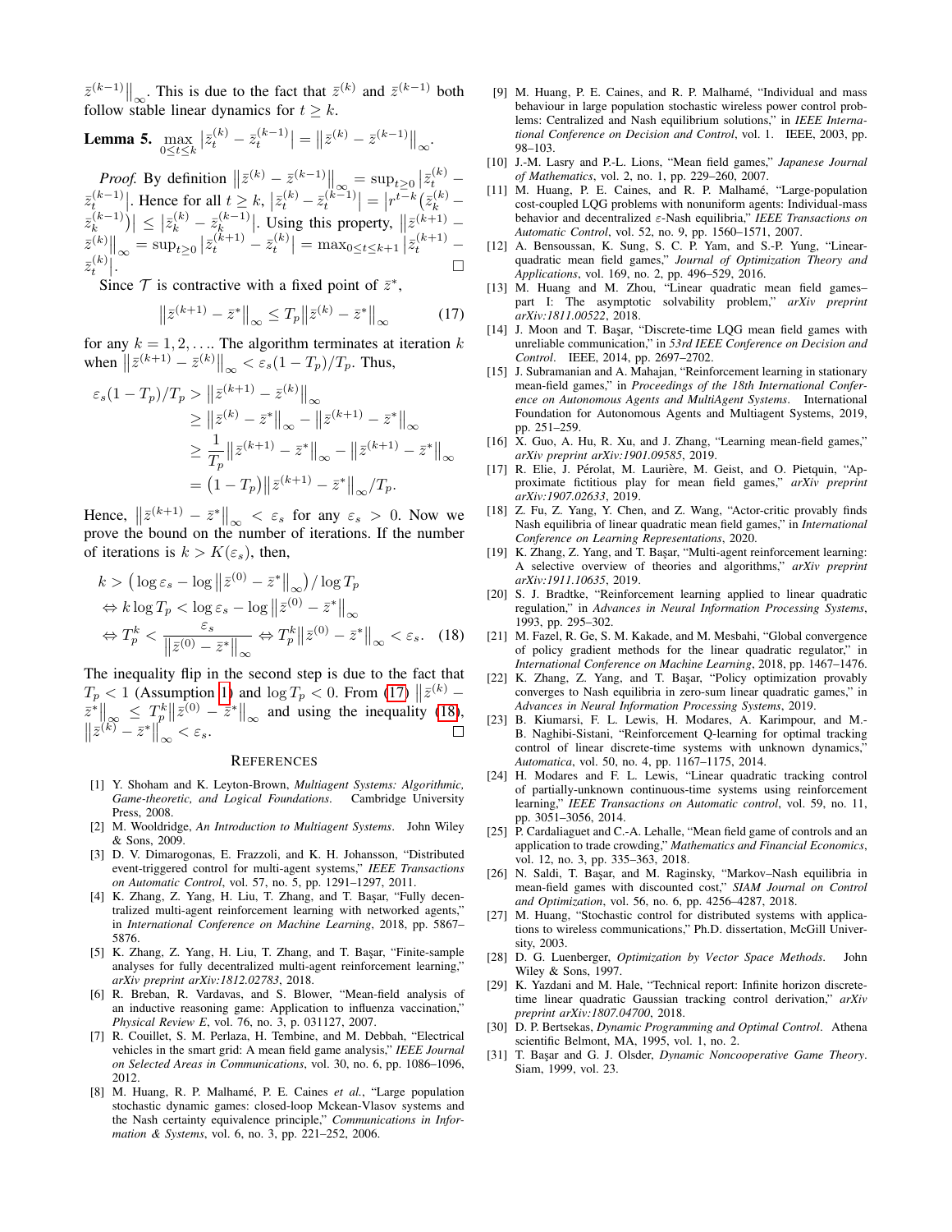$\bar{z}^{(k-1)}\|_\infty$. This is due to the fact that $\bar{z}^{(k)}$ and $\bar{z}^{(k-1)}$ both follow stable linear dynamics for $t \geq k$.

**Lemma 5.** $\max_{0 \leq t \leq k} |\bar{z}_t^{(k)} - \bar{z}_t^{(k-1)}| = \|\bar{z}^{(k)} - \bar{z}^{(k-1)}\|_\infty$.

*Proof.* By definition $\|\bar{z}^{(k)} - \bar{z}^{(k-1)}\|_\infty = \sup_{t \geq 0} |\bar{z}_t^{(k)} - \bar{z}_t^{(k-1)}|$. Hence for all $t \geq k$, $|\bar{z}_t^{(k)} - \bar{z}_t^{(k-1)}| = |r^{t-k}(\bar{z}_k^{(k)} - \bar{z}_k^{(k-1)})| \leq |\bar{z}_k^{(k)} - \bar{z}_k^{(k-1)}|$. Using this property, $\|\bar{z}^{(k+1)} - \bar{z}^{(k)}\|_\infty = \sup_{t \geq 0} |\bar{z}_t^{(k+1)} - \bar{z}_t^{(k)}| = \max_{0 \leq t \leq k+1} |\bar{z}_t^{(k+1)} - \bar{z}_t^{(k)}|$. □

Since $\mathcal{T}$ is contractive with a fixed point of $\bar{z}^*$,

$$\|\bar{z}^{(k+1)} - \bar{z}^*\|_\infty \leq T_p \|\bar{z}^{(k)} - \bar{z}^*\|_\infty \tag{17}$$

for any $k = 1, 2, \ldots$. The algorithm terminates at iteration $k$ when $\|\bar{z}^{(k+1)} - \bar{z}^{(k)}\|_\infty < \varepsilon_s(1 - T_p)/T_p$. Thus,

$$\begin{aligned}
\varepsilon_s(1 - T_p)/T_p &> \|\bar{z}^{(k+1)} - \bar{z}^{(k)}\|_\infty \\
&\geq \|\bar{z}^{(k)} - \bar{z}^*\|_\infty - \|\bar{z}^{(k+1)} - \bar{z}^*\|_\infty \\
&\geq \frac{1}{T_p}\|\bar{z}^{(k+1)} - \bar{z}^*\|_\infty - \|\bar{z}^{(k+1)} - \bar{z}^*\|_\infty \\
&= (1 - T_p)\|\bar{z}^{(k+1)} - \bar{z}^*\|_\infty / T_p.
\end{aligned}$$

Hence, $\|\bar{z}^{(k+1)} - \bar{z}^*\|_\infty < \varepsilon_s$ for any $\varepsilon_s > 0$. Now we prove the bound on the number of iterations. If the number of iterations is $k > K(\varepsilon_s)$, then,

$$\begin{aligned}
&k > \left(\log \varepsilon_s - \log \|\bar{z}^{(0)} - \bar{z}^*\|_\infty\right) / \log T_p \\
&\Leftrightarrow k \log T_p < \log \varepsilon_s - \log \|\bar{z}^{(0)} - \bar{z}^*\|_\infty \\
&\Leftrightarrow T_p^k < \frac{\varepsilon_s}{\|\bar{z}^{(0)} - \bar{z}^*\|_\infty} \Leftrightarrow T_p^k \|\bar{z}^{(0)} - \bar{z}^*\|_\infty < \varepsilon_s.
\end{aligned} \tag{18}$$

The inequality flip in the second step is due to the fact that $T_p < 1$ (Assumption 1) and $\log T_p < 0$. From (17) $\|\bar{z}^{(k)} - \bar{z}^*\|_\infty \leq T_p^k \|\bar{z}^{(0)} - \bar{z}^*\|_\infty$ and using the inequality (18), $\|\bar{z}^{(k)} - \bar{z}^*\|_\infty < \varepsilon_s$. □

## References

[1] Y. Shoham and K. Leyton-Brown, *Multiagent Systems: Algorithmic, Game-theoretic, and Logical Foundations*. Cambridge University Press, 2008.

[2] M. Wooldridge, *An Introduction to Multiagent Systems*. John Wiley & Sons, 2009.

[3] D. V. Dimarogonas, E. Frazzoli, and K. H. Johansson, "Distributed event-triggered control for multi-agent systems," *IEEE Transactions on Automatic Control*, vol. 57, no. 5, pp. 1291–1297, 2011.

[4] K. Zhang, Z. Yang, H. Liu, T. Zhang, and T. Başar, "Fully decentralized multi-agent reinforcement learning with networked agents," in *International Conference on Machine Learning*, 2018, pp. 5867–5876.

[5] K. Zhang, Z. Yang, H. Liu, T. Zhang, and T. Başar, "Finite-sample analyses for fully decentralized multi-agent reinforcement learning," *arXiv preprint arXiv:1812.02783*, 2018.

[6] R. Breban, R. Vardavas, and S. Blower, "Mean-field analysis of an inductive reasoning game: Application to influenza vaccination," *Physical Review E*, vol. 76, no. 3, p. 031127, 2007.

[7] R. Couillet, S. M. Perlaza, H. Tembine, and M. Debbah, "Electrical vehicles in the smart grid: A mean field game analysis," *IEEE Journal on Selected Areas in Communications*, vol. 30, no. 6, pp. 1086–1096, 2012.

[8] M. Huang, R. P. Malhamé, P. E. Caines *et al.*, "Large population stochastic dynamic games: closed-loop Mckean-Vlasov systems and the Nash certainty equivalence principle," *Communications in Information & Systems*, vol. 6, no. 3, pp. 221–252, 2006.

[9] M. Huang, P. E. Caines, and R. P. Malhamé, "Individual and mass behaviour in large population stochastic wireless power control problems: Centralized and Nash equilibrium solutions," in *IEEE International Conference on Decision and Control*, vol. 1. IEEE, 2003, pp. 98–103.

[10] J.-M. Lasry and P.-L. Lions, "Mean field games," *Japanese Journal of Mathematics*, vol. 2, no. 1, pp. 229–260, 2007.

[11] M. Huang, P. E. Caines, and R. P. Malhamé, "Large-population cost-coupled LQG problems with nonuniform agents: Individual-mass behavior and decentralized $\varepsilon$-Nash equilibria," *IEEE Transactions on Automatic Control*, vol. 52, no. 9, pp. 1560–1571, 2007.

[12] A. Bensoussan, K. Sung, S. C. P. Yam, and S.-P. Yung, "Linear-quadratic mean field games," *Journal of Optimization Theory and Applications*, vol. 169, no. 2, pp. 496–529, 2016.

[13] M. Huang and M. Zhou, "Linear quadratic mean field games–part I: The asymptotic solvability problem," *arXiv preprint arXiv:1811.00522*, 2018.

[14] J. Moon and T. Başar, "Discrete-time LQG mean field games with unreliable communication," in *53rd IEEE Conference on Decision and Control*. IEEE, 2014, pp. 2697–2702.

[15] J. Subramanian and A. Mahajan, "Reinforcement learning in stationary mean-field games," in *Proceedings of the 18th International Conference on Autonomous Agents and MultiAgent Systems*. International Foundation for Autonomous Agents and Multiagent Systems, 2019, pp. 251–259.

[16] X. Guo, A. Hu, R. Xu, and J. Zhang, "Learning mean-field games," *arXiv preprint arXiv:1901.09585*, 2019.

[17] R. Elie, J. Pérolat, M. Laurière, M. Geist, and O. Pietquin, "Approximate fictitious play for mean field games," *arXiv preprint arXiv:1907.02633*, 2019.

[18] Z. Fu, Z. Yang, Y. Chen, and Z. Wang, "Actor-critic provably finds Nash equilibria of linear quadratic mean field games," in *International Conference on Learning Representations*, 2020.

[19] K. Zhang, Z. Yang, and T. Başar, "Multi-agent reinforcement learning: A selective overview of theories and algorithms," *arXiv preprint arXiv:1911.10635*, 2019.

[20] S. J. Bradtke, "Reinforcement learning applied to linear quadratic regulation," in *Advances in Neural Information Processing Systems*, 1993, pp. 295–302.

[21] M. Fazel, R. Ge, S. M. Kakade, and M. Mesbahi, "Global convergence of policy gradient methods for the linear quadratic regulator," in *International Conference on Machine Learning*, 2018, pp. 1467–1476.

[22] K. Zhang, Z. Yang, and T. Başar, "Policy optimization provably converges to Nash equilibria in zero-sum linear quadratic games," in *Advances in Neural Information Processing Systems*, 2019.

[23] B. Kiumarsi, F. L. Lewis, H. Modares, A. Karimpour, and M.-B. Naghibi-Sistani, "Reinforcement Q-learning for optimal tracking control of linear discrete-time systems with unknown dynamics," *Automatica*, vol. 50, no. 4, pp. 1167–1175, 2014.

[24] H. Modares and F. L. Lewis, "Linear quadratic tracking control of partially-unknown continuous-time systems using reinforcement learning," *IEEE Transactions on Automatic control*, vol. 59, no. 11, pp. 3051–3056, 2014.

[25] P. Cardaliaguet and C.-A. Lehalle, "Mean field game of controls and an application to trade crowding," *Mathematics and Financial Economics*, vol. 12, no. 3, pp. 335–363, 2018.

[26] N. Saldi, T. Başar, and M. Raginsky, "Markov–Nash equilibria in mean-field games with discounted cost," *SIAM Journal on Control and Optimization*, vol. 56, no. 6, pp. 4256–4287, 2018.

[27] M. Huang, "Stochastic control for distributed systems with applications to wireless communications," Ph.D. dissertation, McGill University, 2003.

[28] D. G. Luenberger, *Optimization by Vector Space Methods*. John Wiley & Sons, 1997.

[29] K. Yazdani and M. Hale, "Technical report: Infinite horizon discrete-time linear quadratic Gaussian tracking control derivation," *arXiv preprint arXiv:1807.04700*, 2018.

[30] D. P. Bertsekas, *Dynamic Programming and Optimal Control*. Athena scientific Belmont, MA, 1995, vol. 1, no. 2.

[31] T. Başar and G. J. Olsder, *Dynamic Noncooperative Game Theory*. Siam, 1999, vol. 23.